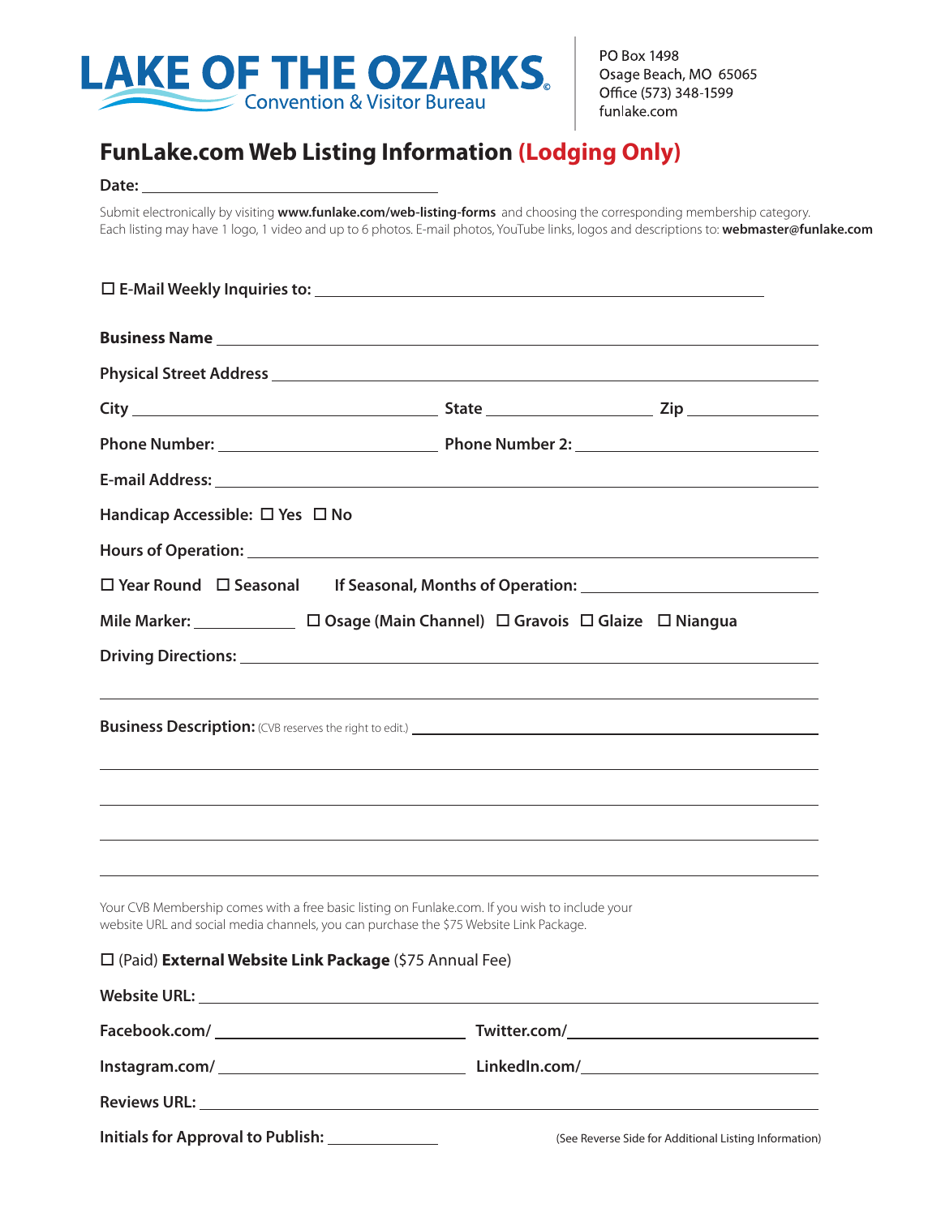**LAKE OF THE OZARKS**
Convention & Visitor Bureau

PO Box 1498
Osage Beach, MO 65065
Office (573) 348-1599
funlake.com

# FunLake.com Web Listing Information (Lodging Only)

**Date:** ______________________________

Submit electronically by visiting **www.funlake.com/web-listing-forms** and choosing the corresponding membership category.
Each listing may have 1 logo, 1 video and up to 6 photos. E-mail photos, YouTube links, logos and descriptions to: **webmaster@funlake.com**

☐ **E-Mail Weekly Inquiries to:** ______________________________

**Business Name** ______________________________

**Physical Street Address** ______________________________

**City** ____________________ **State** ______________ **Zip** ____________

**Phone Number:** ____________________ **Phone Number 2:** ____________________

**E-mail Address:** ______________________________

**Handicap Accessible:** ☐ Yes ☐ No

**Hours of Operation:** ______________________________

☐ **Year Round** ☐ **Seasonal** **If Seasonal, Months of Operation:** ____________________

**Mile Marker:** __________ ☐ **Osage (Main Channel)** ☐ **Gravois** ☐ **Glaize** ☐ **Niangua**

**Driving Directions:** ______________________________

______________________________

**Business Description:** (CVB reserves the right to edit.) ______________________________

______________________________

______________________________

______________________________

______________________________

Your CVB Membership comes with a free basic listing on Funlake.com. If you wish to include your website URL and social media channels, you can purchase the $75 Website Link Package.

☐ (Paid) **External Website Link Package** ($75 Annual Fee)

**Website URL:** ______________________________

**Facebook.com/** ____________________ **Twitter.com/** ____________________

**Instagram.com/** ____________________ **LinkedIn.com/** ____________________

**Reviews URL:** ______________________________

**Initials for Approval to Publish:** __________

(See Reverse Side for Additional Listing Information)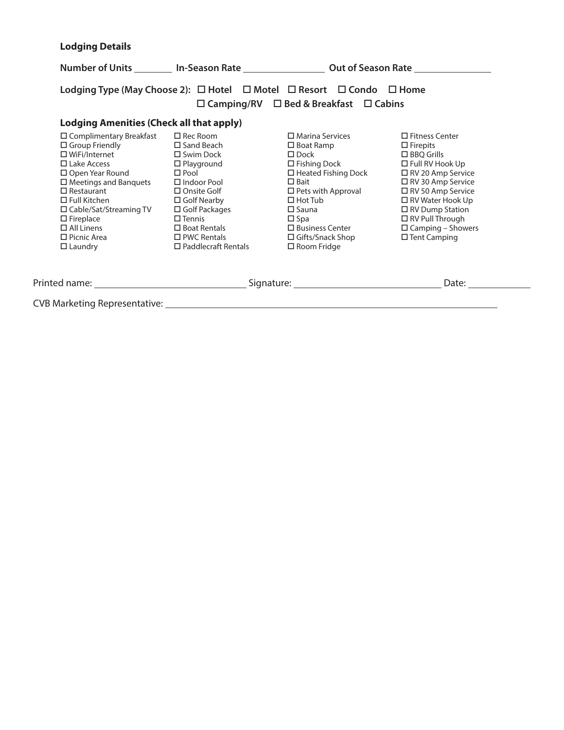**Lodging Details**

**Number of Units** ________ **In-Season Rate** ________________ **Out of Season Rate** ________________

**Lodging Type (May Choose 2):** ☐ **Hotel** ☐ **Motel** ☐ **Resort** ☐ **Condo** ☐ **Home** ☐ **Camping/RV** ☐ **Bed & Breakfast** ☐ **Cabins**

**Lodging Amenities (Check all that apply)**

| | | | |
|---|---|---|---|
| ☐ Complimentary Breakfast | ☐ Rec Room | ☐ Marina Services | ☐ Fitness Center |
| ☐ Group Friendly | ☐ Sand Beach | ☐ Boat Ramp | ☐ Firepits |
| ☐ WiFi/Internet | ☐ Swim Dock | ☐ Dock | ☐ BBQ Grills |
| ☐ Lake Access | ☐ Playground | ☐ Fishing Dock | ☐ Full RV Hook Up |
| ☐ Open Year Round | ☐ Pool | ☐ Heated Fishing Dock | ☐ RV 20 Amp Service |
| ☐ Meetings and Banquets | ☐ Indoor Pool | ☐ Bait | ☐ RV 30 Amp Service |
| ☐ Restaurant | ☐ Onsite Golf | ☐ Pets with Approval | ☐ RV 50 Amp Service |
| ☐ Full Kitchen | ☐ Golf Nearby | ☐ Hot Tub | ☐ RV Water Hook Up |
| ☐ Cable/Sat/Streaming TV | ☐ Golf Packages | ☐ Sauna | ☐ RV Dump Station |
| ☐ Fireplace | ☐ Tennis | ☐ Spa | ☐ RV Pull Through |
| ☐ All Linens | ☐ Boat Rentals | ☐ Business Center | ☐ Camping – Showers |
| ☐ Picnic Area | ☐ PWC Rentals | ☐ Gifts/Snack Shop | ☐ Tent Camping |
| ☐ Laundry | ☐ Paddlecraft Rentals | ☐ Room Fridge | |

Printed name: ______________________________ Signature: ______________________________ Date: ____________

CVB Marketing Representative: ____________________________________________________________________